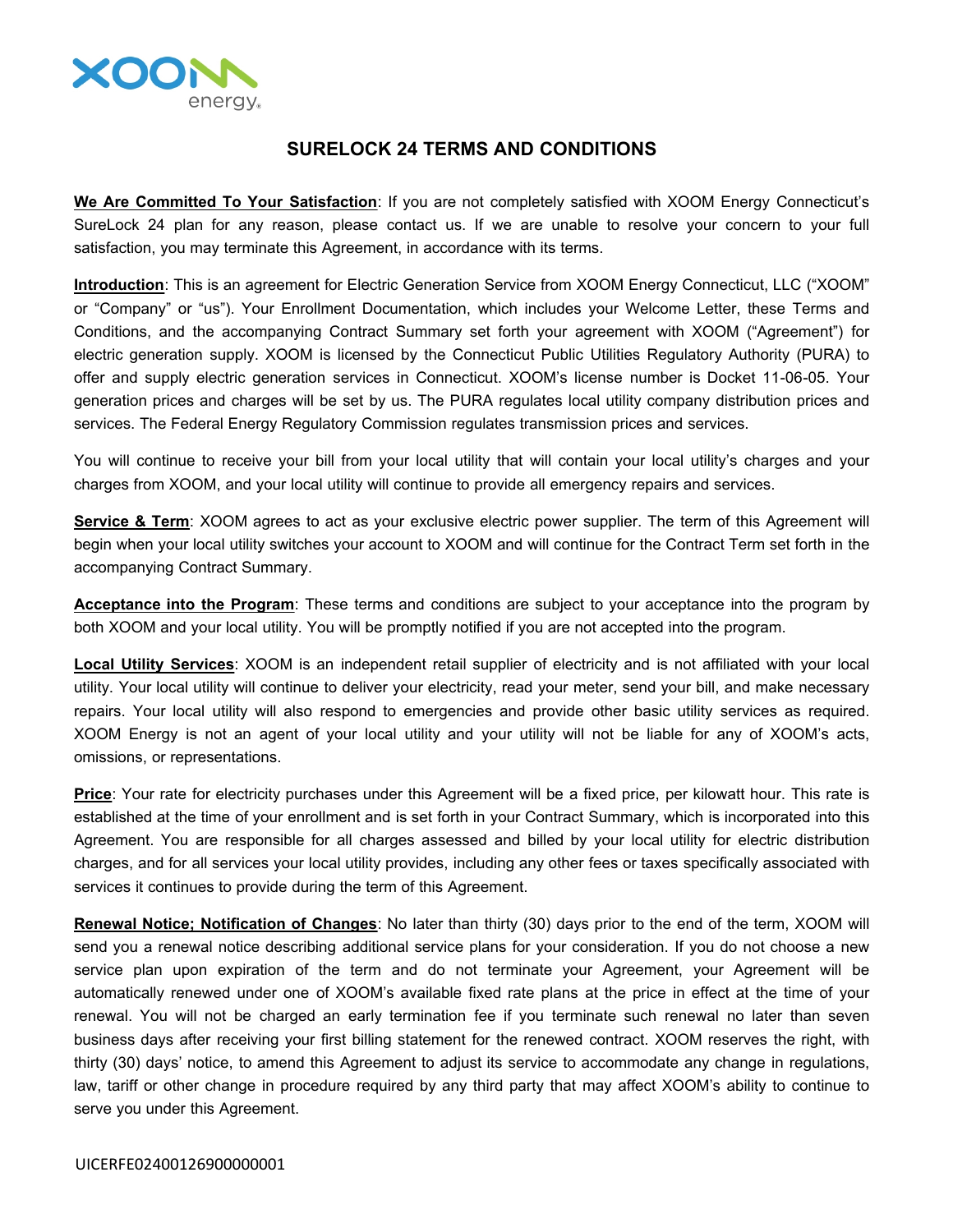# SURELOCK 24 TERMS AND CONDITIONS

**We Are Committed To Your Satisfaction**: If you are not completely satisfied with XOOM Energy Connecticut's SureLock 24 plan for any reason, please contact us. If we are unable to resolve your concern to your full satisfaction, you may terminate this Agreement, in accordance with its terms.

**Introduction**: This is an agreement for Electric Generation Service from XOOM Energy Connecticut, LLC ("XOOM" or "Company" or "us"). Your Enrollment Documentation, which includes your Welcome Letter, these Terms and Conditions, and the accompanying Contract Summary set forth your agreement with XOOM ("Agreement") for electric generation supply. XOOM is licensed by the Connecticut Public Utilities Regulatory Authority (PURA) to offer and supply electric generation services in Connecticut. XOOM's license number is Docket 11-06-05. Your generation prices and charges will be set by us. The PURA regulates local utility company distribution prices and services. The Federal Energy Regulatory Commission regulates transmission prices and services.

You will continue to receive your bill from your local utility that will contain your local utility's charges and your charges from XOOM, and your local utility will continue to provide all emergency repairs and services.

**Service & Term**: XOOM agrees to act as your exclusive electric power supplier. The term of this Agreement will begin when your local utility switches your account to XOOM and will continue for the Contract Term set forth in the accompanying Contract Summary.

**Acceptance into the Program**: These terms and conditions are subject to your acceptance into the program by both XOOM and your local utility. You will be promptly notified if you are not accepted into the program.

**Local Utility Services**: XOOM is an independent retail supplier of electricity and is not affiliated with your local utility. Your local utility will continue to deliver your electricity, read your meter, send your bill, and make necessary repairs. Your local utility will also respond to emergencies and provide other basic utility services as required. XOOM Energy is not an agent of your local utility and your utility will not be liable for any of XOOM's acts, omissions, or representations.

**Price**: Your rate for electricity purchases under this Agreement will be a fixed price, per kilowatt hour. This rate is established at the time of your enrollment and is set forth in your Contract Summary, which is incorporated into this Agreement. You are responsible for all charges assessed and billed by your local utility for electric distribution charges, and for all services your local utility provides, including any other fees or taxes specifically associated with services it continues to provide during the term of this Agreement.

**Renewal Notice; Notification of Changes**: No later than thirty (30) days prior to the end of the term, XOOM will send you a renewal notice describing additional service plans for your consideration. If you do not choose a new service plan upon expiration of the term and do not terminate your Agreement, your Agreement will be automatically renewed under one of XOOM's available fixed rate plans at the price in effect at the time of your renewal. You will not be charged an early termination fee if you terminate such renewal no later than seven business days after receiving your first billing statement for the renewed contract. XOOM reserves the right, with thirty (30) days' notice, to amend this Agreement to adjust its service to accommodate any change in regulations, law, tariff or other change in procedure required by any third party that may affect XOOM's ability to continue to serve you under this Agreement.

UICERFE02400126900000001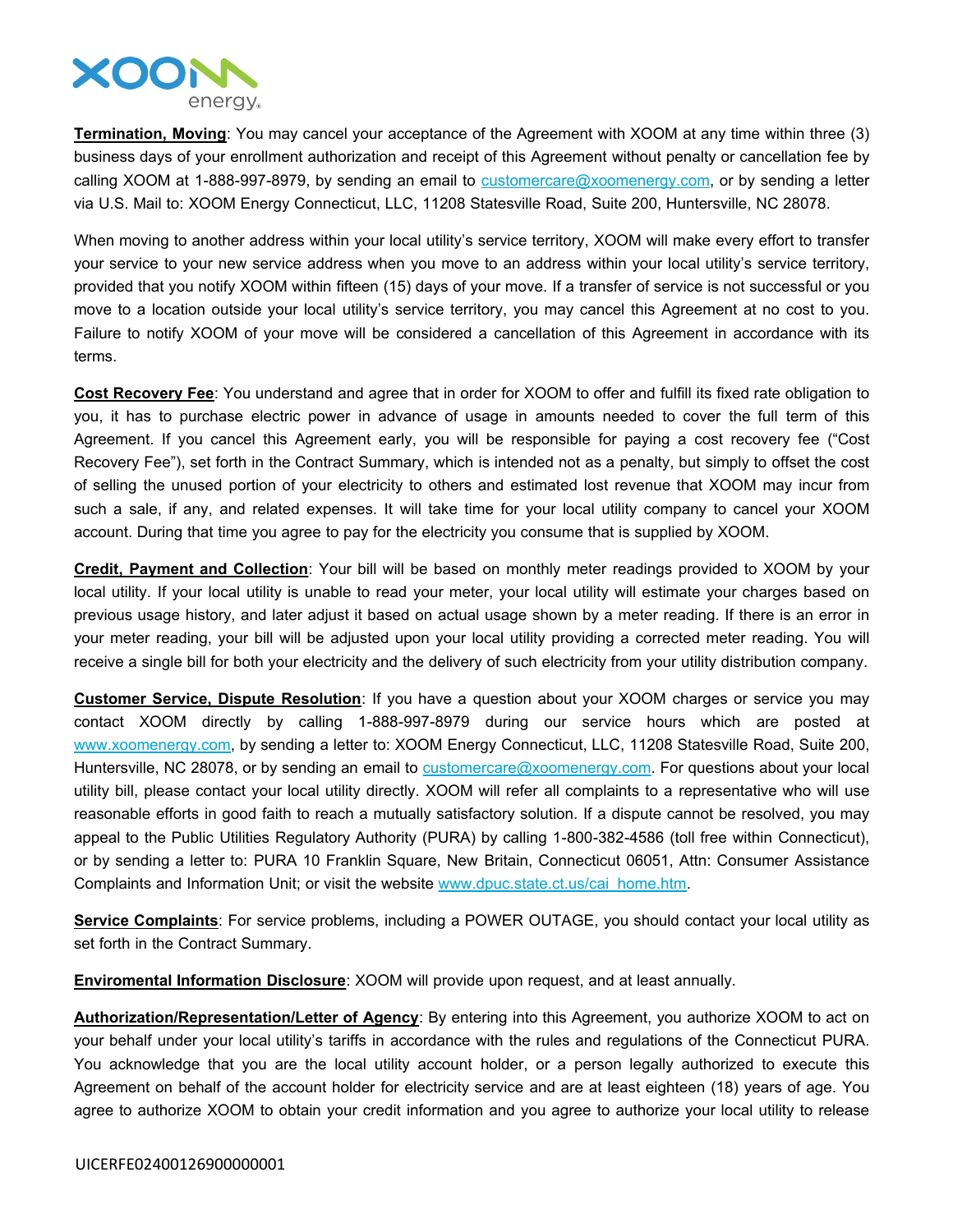**Termination, Moving**: You may cancel your acceptance of the Agreement with XOOM at any time within three (3) business days of your enrollment authorization and receipt of this Agreement without penalty or cancellation fee by calling XOOM at 1-888-997-8979, by sending an email to customercare@xoomenergy.com, or by sending a letter via U.S. Mail to: XOOM Energy Connecticut, LLC, 11208 Statesville Road, Suite 200, Huntersville, NC 28078.

When moving to another address within your local utility's service territory, XOOM will make every effort to transfer your service to your new service address when you move to an address within your local utility's service territory, provided that you notify XOOM within fifteen (15) days of your move. If a transfer of service is not successful or you move to a location outside your local utility's service territory, you may cancel this Agreement at no cost to you. Failure to notify XOOM of your move will be considered a cancellation of this Agreement in accordance with its terms.

**Cost Recovery Fee**: You understand and agree that in order for XOOM to offer and fulfill its fixed rate obligation to you, it has to purchase electric power in advance of usage in amounts needed to cover the full term of this Agreement. If you cancel this Agreement early, you will be responsible for paying a cost recovery fee ("Cost Recovery Fee"), set forth in the Contract Summary, which is intended not as a penalty, but simply to offset the cost of selling the unused portion of your electricity to others and estimated lost revenue that XOOM may incur from such a sale, if any, and related expenses. It will take time for your local utility company to cancel your XOOM account. During that time you agree to pay for the electricity you consume that is supplied by XOOM.

**Credit, Payment and Collection**: Your bill will be based on monthly meter readings provided to XOOM by your local utility. If your local utility is unable to read your meter, your local utility will estimate your charges based on previous usage history, and later adjust it based on actual usage shown by a meter reading. If there is an error in your meter reading, your bill will be adjusted upon your local utility providing a corrected meter reading. You will receive a single bill for both your electricity and the delivery of such electricity from your utility distribution company.

**Customer Service, Dispute Resolution**: If you have a question about your XOOM charges or service you may contact XOOM directly by calling 1-888-997-8979 during our service hours which are posted at www.xoomenergy.com, by sending a letter to: XOOM Energy Connecticut, LLC, 11208 Statesville Road, Suite 200, Huntersville, NC 28078, or by sending an email to customercare@xoomenergy.com. For questions about your local utility bill, please contact your local utility directly. XOOM will refer all complaints to a representative who will use reasonable efforts in good faith to reach a mutually satisfactory solution. If a dispute cannot be resolved, you may appeal to the Public Utilities Regulatory Authority (PURA) by calling 1-800-382-4586 (toll free within Connecticut), or by sending a letter to: PURA 10 Franklin Square, New Britain, Connecticut 06051, Attn: Consumer Assistance Complaints and Information Unit; or visit the website www.dpuc.state.ct.us/cai_home.htm.

**Service Complaints**: For service problems, including a POWER OUTAGE, you should contact your local utility as set forth in the Contract Summary.

**Enviromental Information Disclosure**: XOOM will provide upon request, and at least annually.

**Authorization/Representation/Letter of Agency**: By entering into this Agreement, you authorize XOOM to act on your behalf under your local utility's tariffs in accordance with the rules and regulations of the Connecticut PURA. You acknowledge that you are the local utility account holder, or a person legally authorized to execute this Agreement on behalf of the account holder for electricity service and are at least eighteen (18) years of age. You agree to authorize XOOM to obtain your credit information and you agree to authorize your local utility to release

UICERFE02400126900000001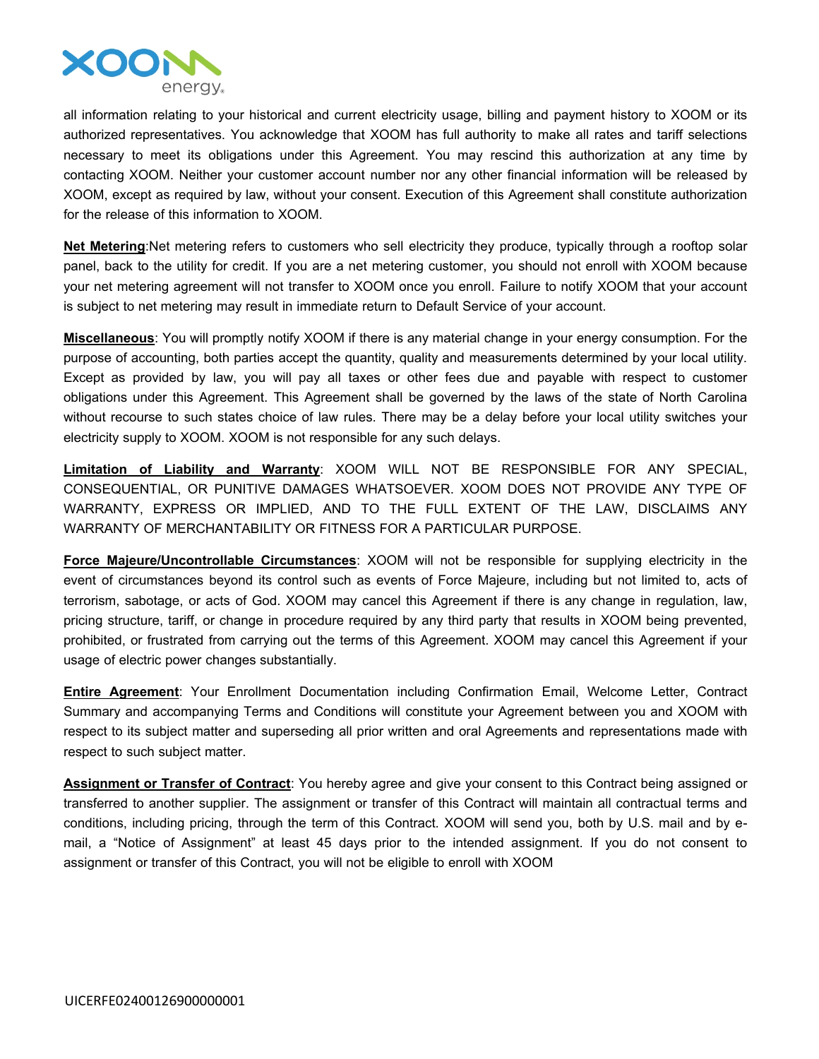all information relating to your historical and current electricity usage, billing and payment history to XOOM or its authorized representatives. You acknowledge that XOOM has full authority to make all rates and tariff selections necessary to meet its obligations under this Agreement. You may rescind this authorization at any time by contacting XOOM. Neither your customer account number nor any other financial information will be released by XOOM, except as required by law, without your consent. Execution of this Agreement shall constitute authorization for the release of this information to XOOM.

**Net Metering**:Net metering refers to customers who sell electricity they produce, typically through a rooftop solar panel, back to the utility for credit. If you are a net metering customer, you should not enroll with XOOM because your net metering agreement will not transfer to XOOM once you enroll. Failure to notify XOOM that your account is subject to net metering may result in immediate return to Default Service of your account.

**Miscellaneous**: You will promptly notify XOOM if there is any material change in your energy consumption. For the purpose of accounting, both parties accept the quantity, quality and measurements determined by your local utility. Except as provided by law, you will pay all taxes or other fees due and payable with respect to customer obligations under this Agreement. This Agreement shall be governed by the laws of the state of North Carolina without recourse to such states choice of law rules. There may be a delay before your local utility switches your electricity supply to XOOM. XOOM is not responsible for any such delays.

**Limitation of Liability and Warranty**: XOOM WILL NOT BE RESPONSIBLE FOR ANY SPECIAL, CONSEQUENTIAL, OR PUNITIVE DAMAGES WHATSOEVER. XOOM DOES NOT PROVIDE ANY TYPE OF WARRANTY, EXPRESS OR IMPLIED, AND TO THE FULL EXTENT OF THE LAW, DISCLAIMS ANY WARRANTY OF MERCHANTABILITY OR FITNESS FOR A PARTICULAR PURPOSE.

**Force Majeure/Uncontrollable Circumstances**: XOOM will not be responsible for supplying electricity in the event of circumstances beyond its control such as events of Force Majeure, including but not limited to, acts of terrorism, sabotage, or acts of God. XOOM may cancel this Agreement if there is any change in regulation, law, pricing structure, tariff, or change in procedure required by any third party that results in XOOM being prevented, prohibited, or frustrated from carrying out the terms of this Agreement. XOOM may cancel this Agreement if your usage of electric power changes substantially.

**Entire Agreement**: Your Enrollment Documentation including Confirmation Email, Welcome Letter, Contract Summary and accompanying Terms and Conditions will constitute your Agreement between you and XOOM with respect to its subject matter and superseding all prior written and oral Agreements and representations made with respect to such subject matter.

**Assignment or Transfer of Contract**: You hereby agree and give your consent to this Contract being assigned or transferred to another supplier. The assignment or transfer of this Contract will maintain all contractual terms and conditions, including pricing, through the term of this Contract. XOOM will send you, both by U.S. mail and by e-mail, a "Notice of Assignment" at least 45 days prior to the intended assignment. If you do not consent to assignment or transfer of this Contract, you will not be eligible to enroll with XOOM

UICERFE02400126900000001